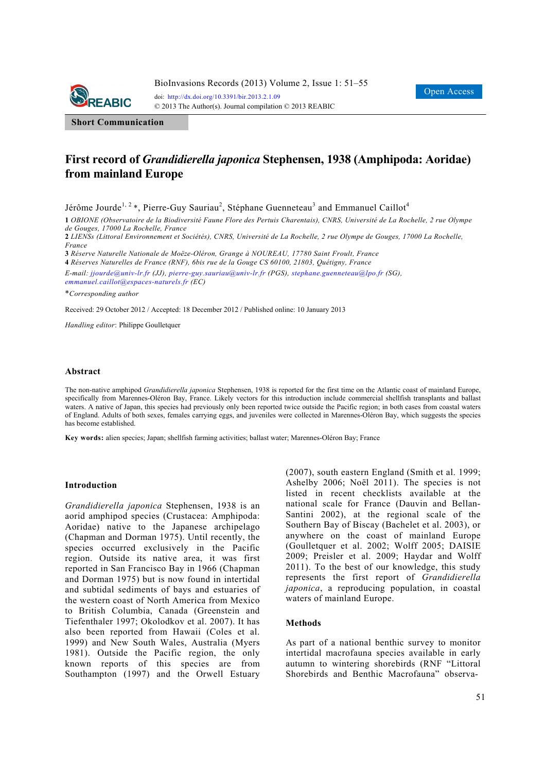**Short Communication**

# First record of *Grandidierella japonica* Stephensen, 1938 (Amphipoda: Aoridae) from mainland Europe

Jérôme Jourde[1, 2]*, Pierre-Guy Sauriau[2], Stéphane Guenneteau[3] and Emmanuel Caillot[4]

**1** *OBIONE (Observatoire de la Biodiversité Faune Flore des Pertuis Charentais), CNRS, Université de La Rochelle, 2 rue Olympe de Gouges, 17000 La Rochelle, France*
**2** *LIENSs (Littoral Environnement et Sociétés), CNRS, Université de La Rochelle, 2 rue Olympe de Gouges, 17000 La Rochelle, France*
**3** *Réserve Naturelle Nationale de Moëze-Oléron, Grange à NOUREAU, 17780 Saint Froult, France*
**4** *Réserves Naturelles de France (RNF), 6bis rue de la Gouge CS 60100, 21803, Quétigny, France*

*E-mail: jjourde@univ-lr.fr (JJ), pierre-guy.sauriau@univ-lr.fr (PGS), stephane.guenneteau@lpo.fr (SG), emmanuel.caillot@espaces-naturels.fr (EC)*

*\*Corresponding author*

Received: 29 October 2012 / Accepted: 18 December 2012 / Published online: 10 January 2013

*Handling editor*: Philippe Goulletquer

## Abstract

The non-native amphipod *Grandidierella japonica* Stephensen, 1938 is reported for the first time on the Atlantic coast of mainland Europe, specifically from Marennes-Oléron Bay, France. Likely vectors for this introduction include commercial shellfish transplants and ballast waters. A native of Japan, this species had previously only been reported twice outside the Pacific region; in both cases from coastal waters of England. Adults of both sexes, females carrying eggs, and juveniles were collected in Marennes-Oléron Bay, which suggests the species has become established.

**Key words:** alien species; Japan; shellfish farming activities; ballast water; Marennes-Oléron Bay; France

## Introduction

*Grandidierella japonica* Stephensen, 1938 is an aorid amphipod species (Crustacea: Amphipoda: Aoridae) native to the Japanese archipelago (Chapman and Dorman 1975). Until recently, the species occurred exclusively in the Pacific region. Outside its native area, it was first reported in San Francisco Bay in 1966 (Chapman and Dorman 1975) but is now found in intertidal and subtidal sediments of bays and estuaries of the western coast of North America from Mexico to British Columbia, Canada (Greenstein and Tiefenthaler 1997; Okolodkov et al. 2007). It has also been reported from Hawaii (Coles et al. 1999) and New South Wales, Australia (Myers 1981). Outside the Pacific region, the only known reports of this species are from Southampton (1997) and the Orwell Estuary (2007), south eastern England (Smith et al. 1999; Ashelby 2006; Noël 2011). The species is not listed in recent checklists available at the national scale for France (Dauvin and Bellan-Santini 2002), at the regional scale of the Southern Bay of Biscay (Bachelet et al. 2003), or anywhere on the coast of mainland Europe (Goulletquer et al. 2002; Wolff 2005; DAISIE 2009; Preisler et al. 2009; Haydar and Wolff 2011). To the best of our knowledge, this study represents the first report of *Grandidierella japonica*, a reproducing population, in coastal waters of mainland Europe.

## Methods

As part of a national benthic survey to monitor intertidal macrofauna species available in early autumn to wintering shorebirds (RNF "Littoral Shorebirds and Benthic Macrofauna" observa-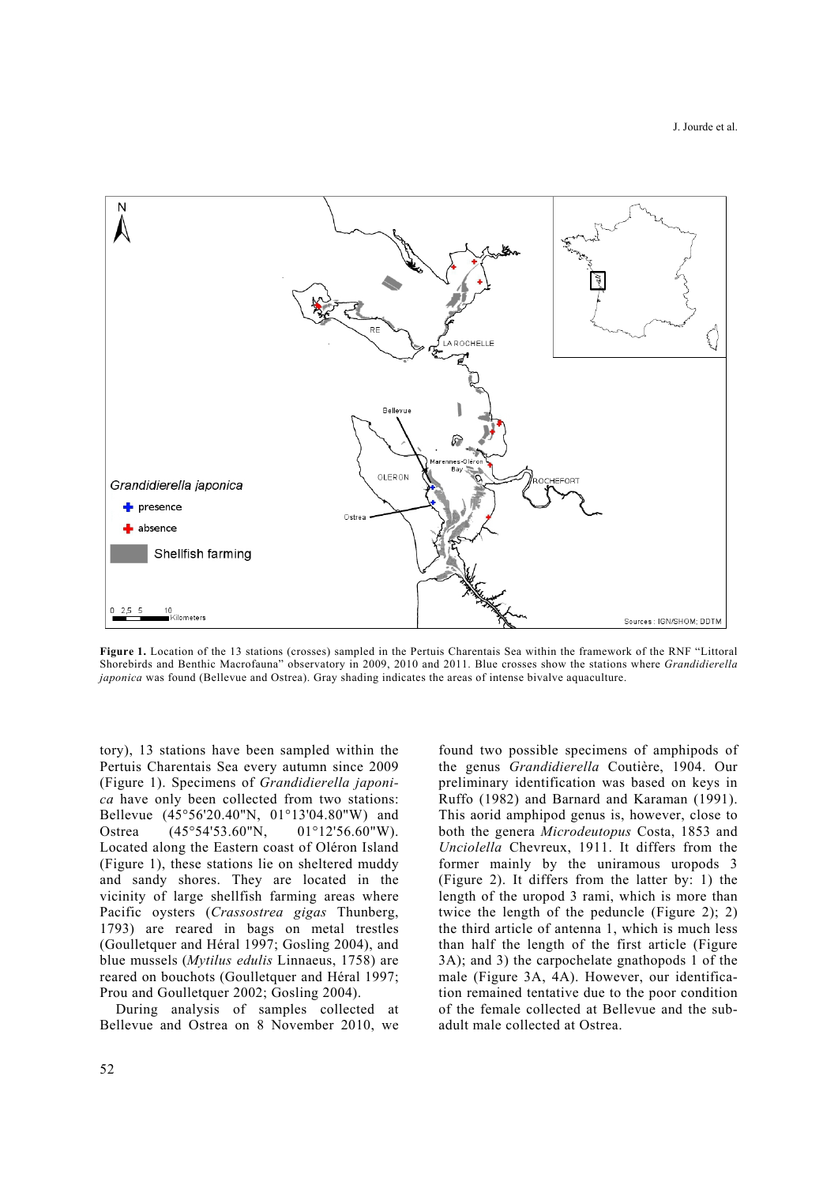**Figure 1.** Location of the 13 stations (crosses) sampled in the Pertuis Charentais Sea within the framework of the RNF "Littoral Shorebirds and Benthic Macrofauna" observatory in 2009, 2010 and 2011. Blue crosses show the stations where *Grandidierella japonica* was found (Bellevue and Ostrea). Gray shading indicates the areas of intense bivalve aquaculture.

tory), 13 stations have been sampled within the Pertuis Charentais Sea every autumn since 2009 (Figure 1). Specimens of *Grandidierella japonica* have only been collected from two stations: Bellevue (45°56'20.40"N, 01°13'04.80"W) and Ostrea (45°54'53.60"N, 01°12'56.60"W). Located along the Eastern coast of Oléron Island (Figure 1), these stations lie on sheltered muddy and sandy shores. They are located in the vicinity of large shellfish farming areas where Pacific oysters (*Crassostrea gigas* Thunberg, 1793) are reared in bags on metal trestles (Goulletquer and Héral 1997; Gosling 2004), and blue mussels (*Mytilus edulis* Linnaeus, 1758) are reared on bouchots (Goulletquer and Héral 1997; Prou and Goulletquer 2002; Gosling 2004).

During analysis of samples collected at Bellevue and Ostrea on 8 November 2010, we found two possible specimens of amphipods of the genus *Grandidierella* Coutière, 1904. Our preliminary identification was based on keys in Ruffo (1982) and Barnard and Karaman (1991). This aorid amphipod genus is, however, close to both the genera *Microdeutopus* Costa, 1853 and *Unciolella* Chevreux, 1911. It differs from the former mainly by the uniramous uropods 3 (Figure 2). It differs from the latter by: 1) the length of the uropod 3 rami, which is more than twice the length of the peduncle (Figure 2); 2) the third article of antenna 1, which is much less than half the length of the first article (Figure 3A); and 3) the carpochelate gnathopods 1 of the male (Figure 3A, 4A). However, our identification remained tentative due to the poor condition of the female collected at Bellevue and the sub-adult male collected at Ostrea.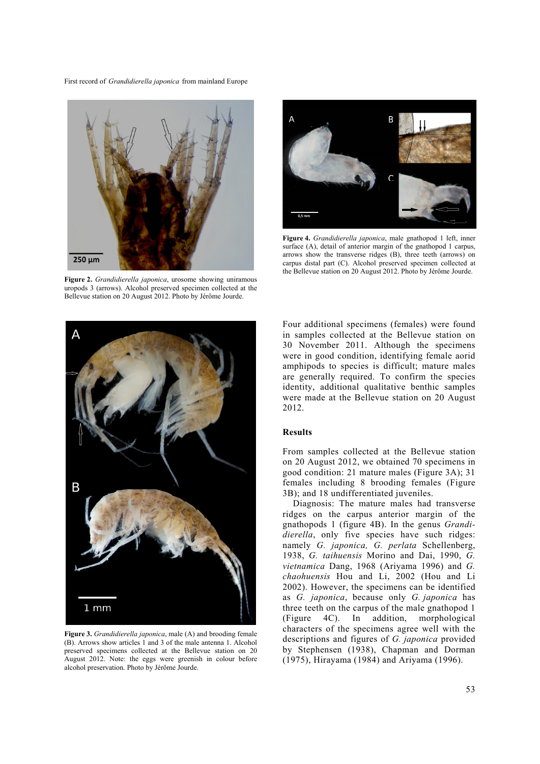Figure 2. *Grandidierella japonica*, urosome showing uniramous uropods 3 (arrows). Alcohol preserved specimen collected at the Bellevue station on 20 August 2012. Photo by Jérôme Jourde.

Figure 3. *Grandidierella japonica*, male (A) and brooding female (B). Arrows show articles 1 and 3 of the male antenna 1. Alcohol preserved specimens collected at the Bellevue station on 20 August 2012. Note: the eggs were greenish in colour before alcohol preservation. Photo by Jérôme Jourde.

Figure 4. *Grandidierella japonica*, male gnathopod 1 left, inner surface (A), detail of anterior margin of the gnathopod 1 carpus, arrows show the transverse ridges (B), three teeth (arrows) on carpus distal part (C). Alcohol preserved specimen collected at the Bellevue station on 20 August 2012. Photo by Jérôme Jourde.

Four additional specimens (females) were found in samples collected at the Bellevue station on 30 November 2011. Although the specimens were in good condition, identifying female aorid amphipods to species is difficult; mature males are generally required. To confirm the species identity, additional qualitative benthic samples were made at the Bellevue station on 20 August 2012.

## Results

From samples collected at the Bellevue station on 20 August 2012, we obtained 70 specimens in good condition: 21 mature males (Figure 3A); 31 females including 8 brooding females (Figure 3B); and 18 undifferentiated juveniles.

Diagnosis: The mature males had transverse ridges on the carpus anterior margin of the gnathopods 1 (figure 4B). In the genus *Grandidierella*, only five species have such ridges: namely *G. japonica, G. perlata* Schellenberg, 1938, *G. taihuensis* Morino and Dai, 1990, *G. vietnamica* Dang, 1968 (Ariyama 1996) and *G. chaohuensis* Hou and Li, 2002 (Hou and Li 2002). However, the specimens can be identified as *G. japonica*, because only *G. japonica* has three teeth on the carpus of the male gnathopod 1 (Figure 4C). In addition, morphological characters of the specimens agree well with the descriptions and figures of *G. japonica* provided by Stephensen (1938), Chapman and Dorman (1975), Hirayama (1984) and Ariyama (1996).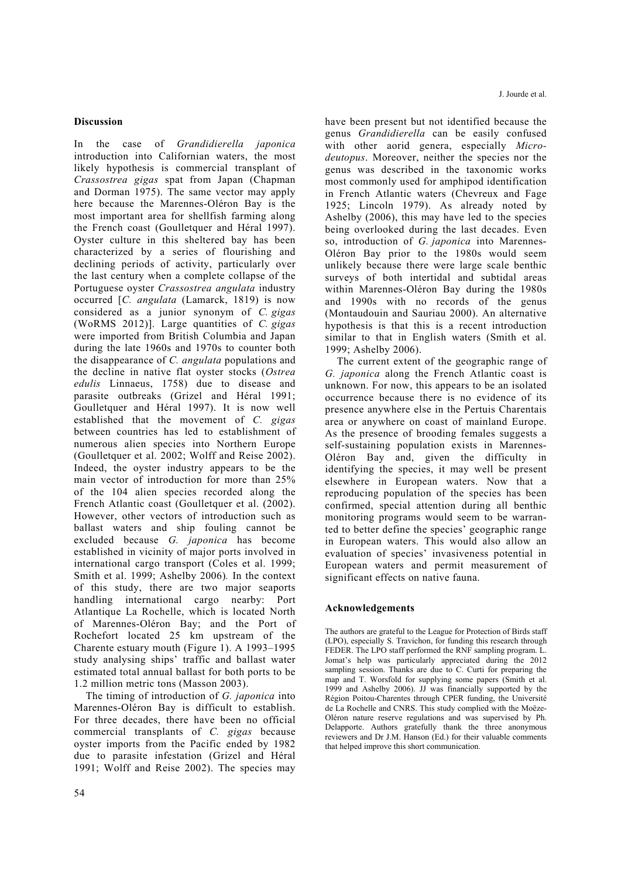## Discussion

In the case of *Grandidierella japonica* introduction into Californian waters, the most likely hypothesis is commercial transplant of *Crassostrea gigas* spat from Japan (Chapman and Dorman 1975). The same vector may apply here because the Marennes-Oléron Bay is the most important area for shellfish farming along the French coast (Goulletquer and Héral 1997). Oyster culture in this sheltered bay has been characterized by a series of flourishing and declining periods of activity, particularly over the last century when a complete collapse of the Portuguese oyster *Crassostrea angulata* industry occurred [*C. angulata* (Lamarck, 1819) is now considered as a junior synonym of *C. gigas* (WoRMS 2012)]. Large quantities of *C. gigas* were imported from British Columbia and Japan during the late 1960s and 1970s to counter both the disappearance of *C. angulata* populations and the decline in native flat oyster stocks (*Ostrea edulis* Linnaeus, 1758) due to disease and parasite outbreaks (Grizel and Héral 1991; Goulletquer and Héral 1997). It is now well established that the movement of *C. gigas* between countries has led to establishment of numerous alien species into Northern Europe (Goulletquer et al. 2002; Wolff and Reise 2002). Indeed, the oyster industry appears to be the main vector of introduction for more than 25% of the 104 alien species recorded along the French Atlantic coast (Goulletquer et al. (2002). However, other vectors of introduction such as ballast waters and ship fouling cannot be excluded because *G. japonica* has become established in vicinity of major ports involved in international cargo transport (Coles et al. 1999; Smith et al. 1999; Ashelby 2006). In the context of this study, there are two major seaports handling international cargo nearby: Port Atlantique La Rochelle, which is located North of Marennes-Oléron Bay; and the Port of Rochefort located 25 km upstream of the Charente estuary mouth (Figure 1). A 1993–1995 study analysing ships' traffic and ballast water estimated total annual ballast for both ports to be 1.2 million metric tons (Masson 2003).

The timing of introduction of *G. japonica* into Marennes-Oléron Bay is difficult to establish. For three decades, there have been no official commercial transplants of *C. gigas* because oyster imports from the Pacific ended by 1982 due to parasite infestation (Grizel and Héral 1991; Wolff and Reise 2002). The species may have been present but not identified because the genus *Grandidierella* can be easily confused with other aorid genera, especially *Microdeutopus*. Moreover, neither the species nor the genus was described in the taxonomic works most commonly used for amphipod identification in French Atlantic waters (Chevreux and Fage 1925; Lincoln 1979). As already noted by Ashelby (2006), this may have led to the species being overlooked during the last decades. Even so, introduction of *G. japonica* into Marennes-Oléron Bay prior to the 1980s would seem unlikely because there were large scale benthic surveys of both intertidal and subtidal areas within Marennes-Oléron Bay during the 1980s and 1990s with no records of the genus (Montaudouin and Sauriau 2000). An alternative hypothesis is that this is a recent introduction similar to that in English waters (Smith et al. 1999; Ashelby 2006).

The current extent of the geographic range of *G. japonica* along the French Atlantic coast is unknown. For now, this appears to be an isolated occurrence because there is no evidence of its presence anywhere else in the Pertuis Charentais area or anywhere on coast of mainland Europe. As the presence of brooding females suggests a self-sustaining population exists in Marennes-Oléron Bay and, given the difficulty in identifying the species, it may well be present elsewhere in European waters. Now that a reproducing population of the species has been confirmed, special attention during all benthic monitoring programs would seem to be warranted to better define the species' geographic range in European waters. This would also allow an evaluation of species' invasiveness potential in European waters and permit measurement of significant effects on native fauna.

## Acknowledgements

The authors are grateful to the League for Protection of Birds staff (LPO), especially S. Travichon, for funding this research through FEDER. The LPO staff performed the RNF sampling program. L. Jomat's help was particularly appreciated during the 2012 sampling session. Thanks are due to C. Curti for preparing the map and T. Worsfold for supplying some papers (Smith et al. 1999 and Ashelby 2006). JJ was financially supported by the Région Poitou-Charentes through CPER funding, the Université de La Rochelle and CNRS. This study complied with the Moëze-Oléron nature reserve regulations and was supervised by Ph. Delapporte. Authors gratefully thank the three anonymous reviewers and Dr J.M. Hanson (Ed.) for their valuable comments that helped improve this short communication.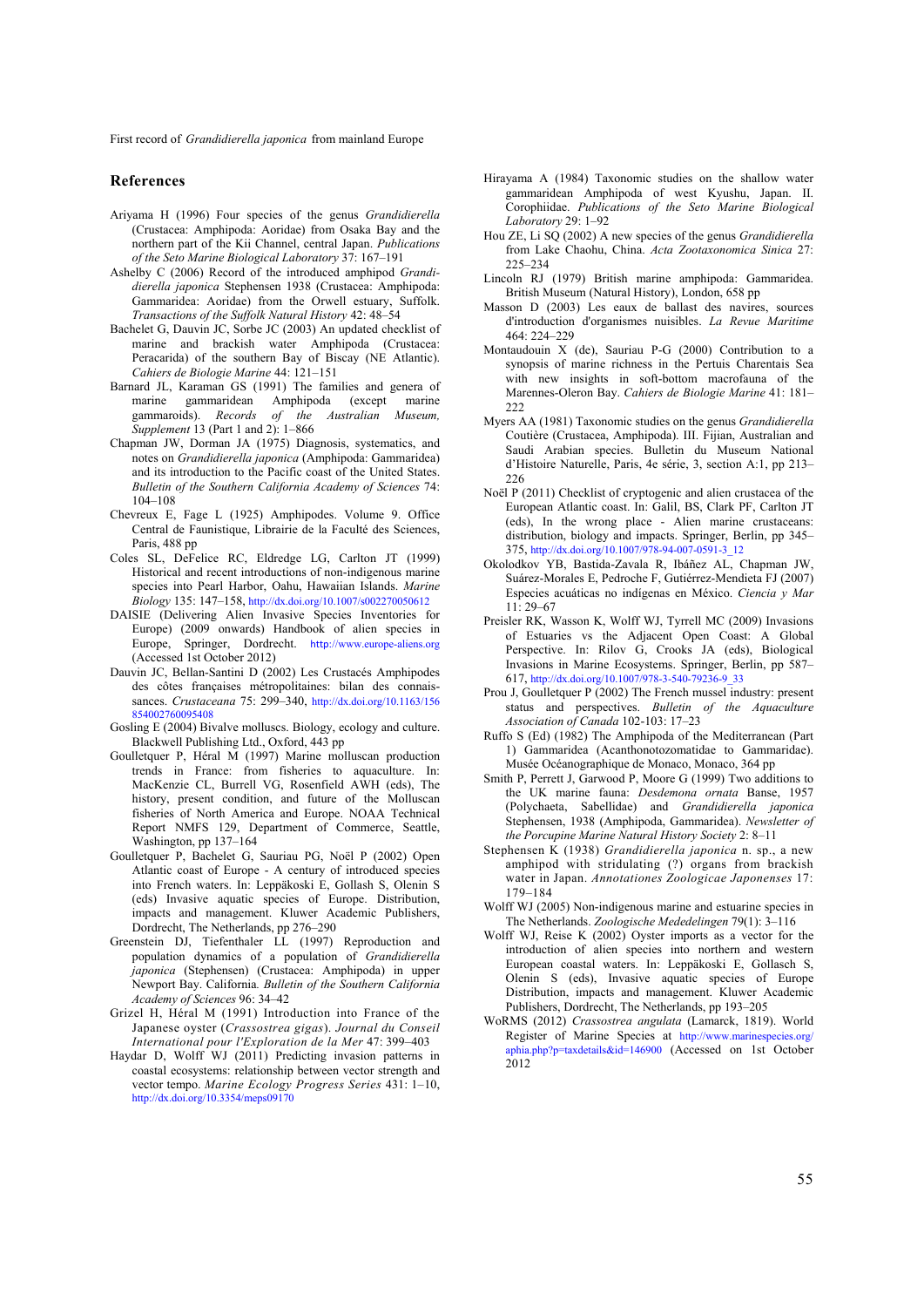## References

Ariyama H (1996) Four species of the genus *Grandidierella* (Crustacea: Amphipoda: Aoridae) from Osaka Bay and the northern part of the Kii Channel, central Japan. *Publications of the Seto Marine Biological Laboratory* 37: 167–191

Ashelby C (2006) Record of the introduced amphipod *Grandidierella japonica* Stephensen 1938 (Crustacea: Amphipoda: Gammaridea: Aoridae) from the Orwell estuary, Suffolk. *Transactions of the Suffolk Natural History* 42: 48–54

Bachelet G, Dauvin JC, Sorbe JC (2003) An updated checklist of marine and brackish water Amphipoda (Crustacea: Peracarida) of the southern Bay of Biscay (NE Atlantic). *Cahiers de Biologie Marine* 44: 121–151

Barnard JL, Karaman GS (1991) The families and genera of marine gammaridean Amphipoda (except marine gammaroids). *Records of the Australian Museum, Supplement* 13 (Part 1 and 2): 1–866

Chapman JW, Dorman JA (1975) Diagnosis, systematics, and notes on *Grandidierella japonica* (Amphipoda: Gammaridea) and its introduction to the Pacific coast of the United States. *Bulletin of the Southern California Academy of Sciences* 74: 104–108

Chevreux E, Fage L (1925) Amphipodes. Volume 9. Office Central de Faunistique, Librairie de la Faculté des Sciences, Paris, 488 pp

Coles SL, DeFelice RC, Eldredge LG, Carlton JT (1999) Historical and recent introductions of non-indigenous marine species into Pearl Harbor, Oahu, Hawaiian Islands. *Marine Biology* 135: 147–158, http://dx.doi.org/10.1007/s002270050612

DAISIE (Delivering Alien Invasive Species Inventories for Europe) (2009 onwards) Handbook of alien species in Europe, Springer, Dordrecht. http://www.europe-aliens.org (Accessed 1st October 2012)

Dauvin JC, Bellan-Santini D (2002) Les Crustacés Amphipodes des côtes françaises métropolitaines: bilan des connaissances. *Crustaceana* 75: 299–340, http://dx.doi.org/10.1163/156854002760095408

Gosling E (2004) Bivalve molluscs. Biology, ecology and culture. Blackwell Publishing Ltd., Oxford, 443 pp

Goulletquer P, Héral M (1997) Marine molluscan production trends in France: from fisheries to aquaculture. In: MacKenzie CL, Burrell VG, Rosenfield AWH (eds), The history, present condition, and future of the Molluscan fisheries of North America and Europe. NOAA Technical Report NMFS 129, Department of Commerce, Seattle, Washington, pp 137–164

Goulletquer P, Bachelet G, Sauriau PG, Noël P (2002) Open Atlantic coast of Europe - A century of introduced species into French waters. In: Leppäkoski E, Gollash S, Olenin S (eds) Invasive aquatic species of Europe. Distribution, impacts and management. Kluwer Academic Publishers, Dordrecht, The Netherlands, pp 276–290

Greenstein DJ, Tiefenthaler LL (1997) Reproduction and population dynamics of a population of *Grandidierella japonica* (Stephensen) (Crustacea: Amphipoda) in upper Newport Bay. California. *Bulletin of the Southern California Academy of Sciences* 96: 34–42

Grizel H, Héral M (1991) Introduction into France of the Japanese oyster (*Crassostrea gigas*). *Journal du Conseil International pour l'Exploration de la Mer* 47: 399–403

Haydar D, Wolff WJ (2011) Predicting invasion patterns in coastal ecosystems: relationship between vector strength and vector tempo. *Marine Ecology Progress Series* 431: 1–10, http://dx.doi.org/10.3354/meps09170

Hirayama A (1984) Taxonomic studies on the shallow water gammaridean Amphipoda of west Kyushu, Japan. II. Corophiidae. *Publications of the Seto Marine Biological Laboratory* 29: 1–92

Hou ZE, Li SQ (2002) A new species of the genus *Grandidierella* from Lake Chaohu, China. *Acta Zootaxonomica Sinica* 27: 225–234

Lincoln RJ (1979) British marine amphipoda: Gammaridea. British Museum (Natural History), London, 658 pp

Masson D (2003) Les eaux de ballast des navires, sources d'introduction d'organismes nuisibles. *La Revue Maritime* 464: 224–229

Montaudouin X (de), Sauriau P-G (2000) Contribution to a synopsis of marine richness in the Pertuis Charentais Sea with new insights in soft-bottom macrofauna of the Marennes-Oleron Bay. *Cahiers de Biologie Marine* 41: 181–222

Myers AA (1981) Taxonomic studies on the genus *Grandidierella* Coutière (Crustacea, Amphipoda). III. Fijian, Australian and Saudi Arabian species. Bulletin du Museum National d'Histoire Naturelle, Paris, 4e série, 3, section A:1, pp 213–226

Noël P (2011) Checklist of cryptogenic and alien crustacea of the European Atlantic coast. In: Galil, BS, Clark PF, Carlton JT (eds), In the wrong place - Alien marine crustaceans: distribution, biology and impacts. Springer, Berlin, pp 345–375, http://dx.doi.org/10.1007/978-94-007-0591-3_12

Okolodkov YB, Bastida-Zavala R, Ibáñez AL, Chapman JW, Suárez-Morales E, Pedroche F, Gutiérrez-Mendieta FJ (2007) Especies acuáticas no indígenas en México. *Ciencia y Mar* 11: 29–67

Preisler RK, Wasson K, Wolff WJ, Tyrrell MC (2009) Invasions of Estuaries vs the Adjacent Open Coast: A Global Perspective. In: Rilov G, Crooks JA (eds), Biological Invasions in Marine Ecosystems. Springer, Berlin, pp 587–617, http://dx.doi.org/10.1007/978-3-540-79236-9_33

Prou J, Goulletquer P (2002) The French mussel industry: present status and perspectives. *Bulletin of the Aquaculture Association of Canada* 102-103: 17–23

Ruffo S (Ed) (1982) The Amphipoda of the Mediterranean (Part 1) Gammaridea (Acanthonotozomatidae to Gammaridae). Musée Océanographique de Monaco, Monaco, 364 pp

Smith P, Perrett J, Garwood P, Moore G (1999) Two additions to the UK marine fauna: *Desdemona ornata* Banse, 1957 (Polychaeta, Sabellidae) and *Grandidierella japonica* Stephensen, 1938 (Amphipoda, Gammaridea). *Newsletter of the Porcupine Marine Natural History Society* 2: 8–11

Stephensen K (1938) *Grandidierella japonica* n. sp., a new amphipod with stridulating (?) organs from brackish water in Japan. *Annotationes Zoologicae Japonenses* 17: 179–184

Wolff WJ (2005) Non-indigenous marine and estuarine species in The Netherlands. *Zoologische Mededelingen* 79(1): 3–116

Wolff WJ, Reise K (2002) Oyster imports as a vector for the introduction of alien species into northern and western European coastal waters. In: Leppäkoski E, Gollasch S, Olenin S (eds), Invasive aquatic species of Europe Distribution, impacts and management. Kluwer Academic Publishers, Dordrecht, The Netherlands, pp 193–205

WoRMS (2012) *Crassostrea angulata* (Lamarck, 1819). World Register of Marine Species at http://www.marinespecies.org/aphia.php?p=taxdetails&id=146900 (Accessed on 1st October 2012)